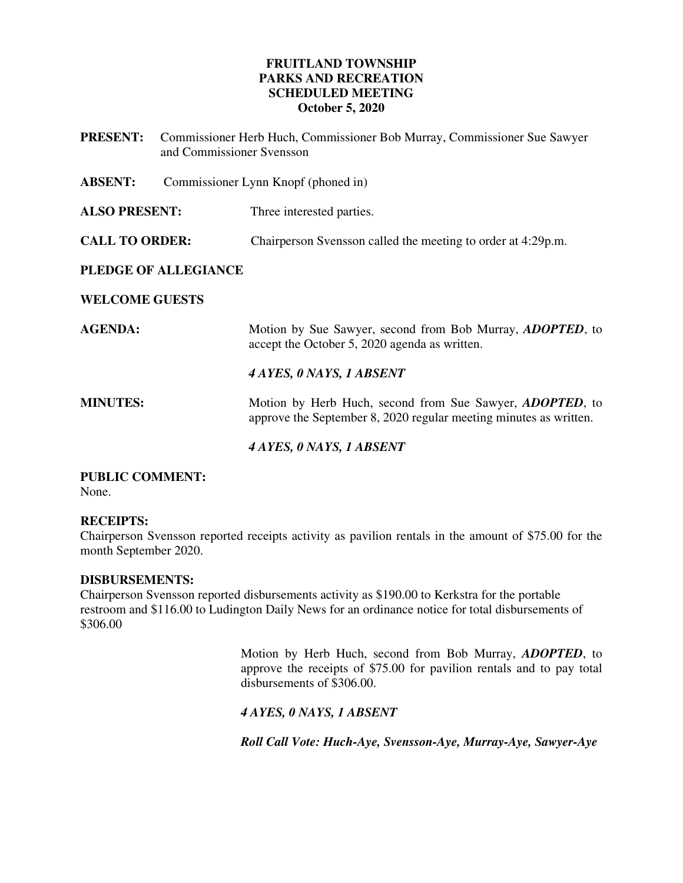# FRUITLAND TOWNSHIP PARKS AND RECREATION SCHEDULED MEETING

**October 5, 2020**

**PRESENT:** Commissioner Herb Huch, Commissioner Bob Murray, Commissioner Sue Sawyer and Commissioner Svensson

**ABSENT:** Commissioner Lynn Knopf (phoned in)

**ALSO PRESENT:** Three interested parties.

**CALL TO ORDER:** Chairperson Svensson called the meeting to order at 4:29p.m.

**PLEDGE OF ALLEGIANCE**

**WELCOME GUESTS**

**AGENDA:** Motion by Sue Sawyer, second from Bob Murray, ***ADOPTED***, to accept the October 5, 2020 agenda as written.

***4 AYES, 0 NAYS, 1 ABSENT***

**MINUTES:** Motion by Herb Huch, second from Sue Sawyer, ***ADOPTED***, to approve the September 8, 2020 regular meeting minutes as written.

***4 AYES, 0 NAYS, 1 ABSENT***

**PUBLIC COMMENT:**
None.

**RECEIPTS:**
Chairperson Svensson reported receipts activity as pavilion rentals in the amount of $75.00 for the month September 2020.

**DISBURSEMENTS:**
Chairperson Svensson reported disbursements activity as $190.00 to Kerkstra for the portable restroom and $116.00 to Ludington Daily News for an ordinance notice for total disbursements of $306.00

Motion by Herb Huch, second from Bob Murray, ***ADOPTED***, to approve the receipts of $75.00 for pavilion rentals and to pay total disbursements of $306.00.

***4 AYES, 0 NAYS, 1 ABSENT***

***Roll Call Vote: Huch-Aye, Svensson-Aye, Murray-Aye, Sawyer-Aye***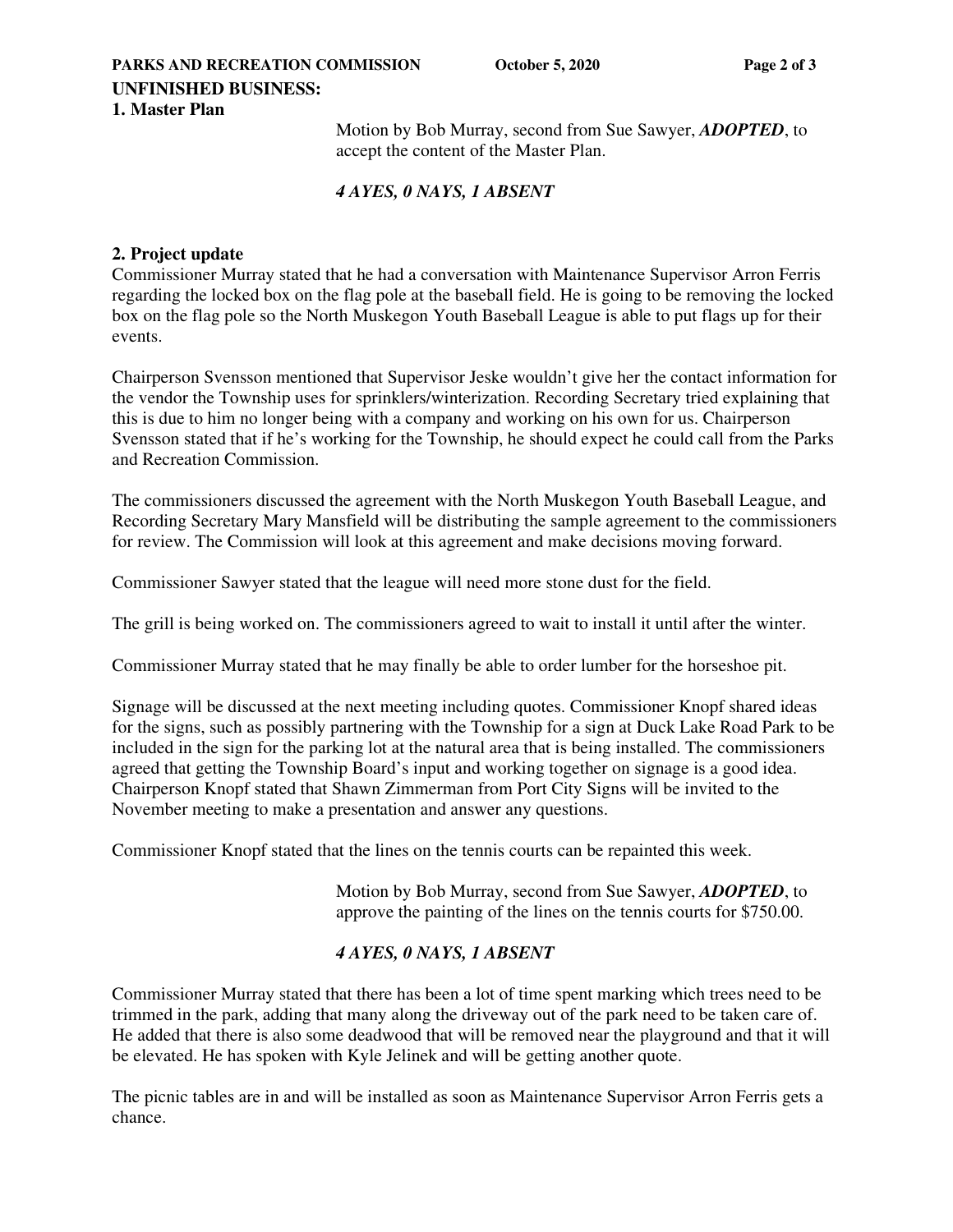**UNFINISHED BUSINESS:**

**1. Master Plan**

Motion by Bob Murray, second from Sue Sawyer, ***ADOPTED***, to accept the content of the Master Plan.

***4 AYES, 0 NAYS, 1 ABSENT***

**2. Project update**

Commissioner Murray stated that he had a conversation with Maintenance Supervisor Arron Ferris regarding the locked box on the flag pole at the baseball field. He is going to be removing the locked box on the flag pole so the North Muskegon Youth Baseball League is able to put flags up for their events.

Chairperson Svensson mentioned that Supervisor Jeske wouldn't give her the contact information for the vendor the Township uses for sprinklers/winterization. Recording Secretary tried explaining that this is due to him no longer being with a company and working on his own for us. Chairperson Svensson stated that if he's working for the Township, he should expect he could call from the Parks and Recreation Commission.

The commissioners discussed the agreement with the North Muskegon Youth Baseball League, and Recording Secretary Mary Mansfield will be distributing the sample agreement to the commissioners for review. The Commission will look at this agreement and make decisions moving forward.

Commissioner Sawyer stated that the league will need more stone dust for the field.

The grill is being worked on. The commissioners agreed to wait to install it until after the winter.

Commissioner Murray stated that he may finally be able to order lumber for the horseshoe pit.

Signage will be discussed at the next meeting including quotes. Commissioner Knopf shared ideas for the signs, such as possibly partnering with the Township for a sign at Duck Lake Road Park to be included in the sign for the parking lot at the natural area that is being installed. The commissioners agreed that getting the Township Board's input and working together on signage is a good idea. Chairperson Knopf stated that Shawn Zimmerman from Port City Signs will be invited to the November meeting to make a presentation and answer any questions.

Commissioner Knopf stated that the lines on the tennis courts can be repainted this week.

Motion by Bob Murray, second from Sue Sawyer, ***ADOPTED***, to approve the painting of the lines on the tennis courts for $750.00.

***4 AYES, 0 NAYS, 1 ABSENT***

Commissioner Murray stated that there has been a lot of time spent marking which trees need to be trimmed in the park, adding that many along the driveway out of the park need to be taken care of. He added that there is also some deadwood that will be removed near the playground and that it will be elevated. He has spoken with Kyle Jelinek and will be getting another quote.

The picnic tables are in and will be installed as soon as Maintenance Supervisor Arron Ferris gets a chance.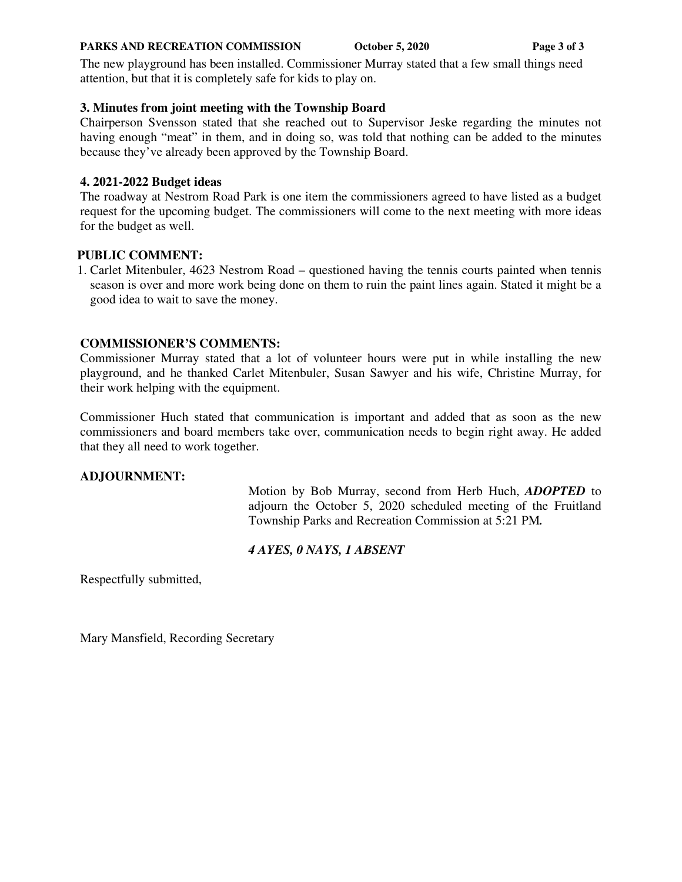The new playground has been installed. Commissioner Murray stated that a few small things need attention, but that it is completely safe for kids to play on.

**3. Minutes from joint meeting with the Township Board**

Chairperson Svensson stated that she reached out to Supervisor Jeske regarding the minutes not having enough "meat" in them, and in doing so, was told that nothing can be added to the minutes because they've already been approved by the Township Board.

**4. 2021-2022 Budget ideas**

The roadway at Nestrom Road Park is one item the commissioners agreed to have listed as a budget request for the upcoming budget. The commissioners will come to the next meeting with more ideas for the budget as well.

**PUBLIC COMMENT:**

1. Carlet Mitenbuler, 4623 Nestrom Road – questioned having the tennis courts painted when tennis season is over and more work being done on them to ruin the paint lines again. Stated it might be a good idea to wait to save the money.

**COMMISSIONER'S COMMENTS:**

Commissioner Murray stated that a lot of volunteer hours were put in while installing the new playground, and he thanked Carlet Mitenbuler, Susan Sawyer and his wife, Christine Murray, for their work helping with the equipment.

Commissioner Huch stated that communication is important and added that as soon as the new commissioners and board members take over, communication needs to begin right away. He added that they all need to work together.

**ADJOURNMENT:**

Motion by Bob Murray, second from Herb Huch, ***ADOPTED*** to adjourn the October 5, 2020 scheduled meeting of the Fruitland Township Parks and Recreation Commission at 5:21 PM**.**

***4 AYES, 0 NAYS, 1 ABSENT***

Respectfully submitted,

Mary Mansfield, Recording Secretary